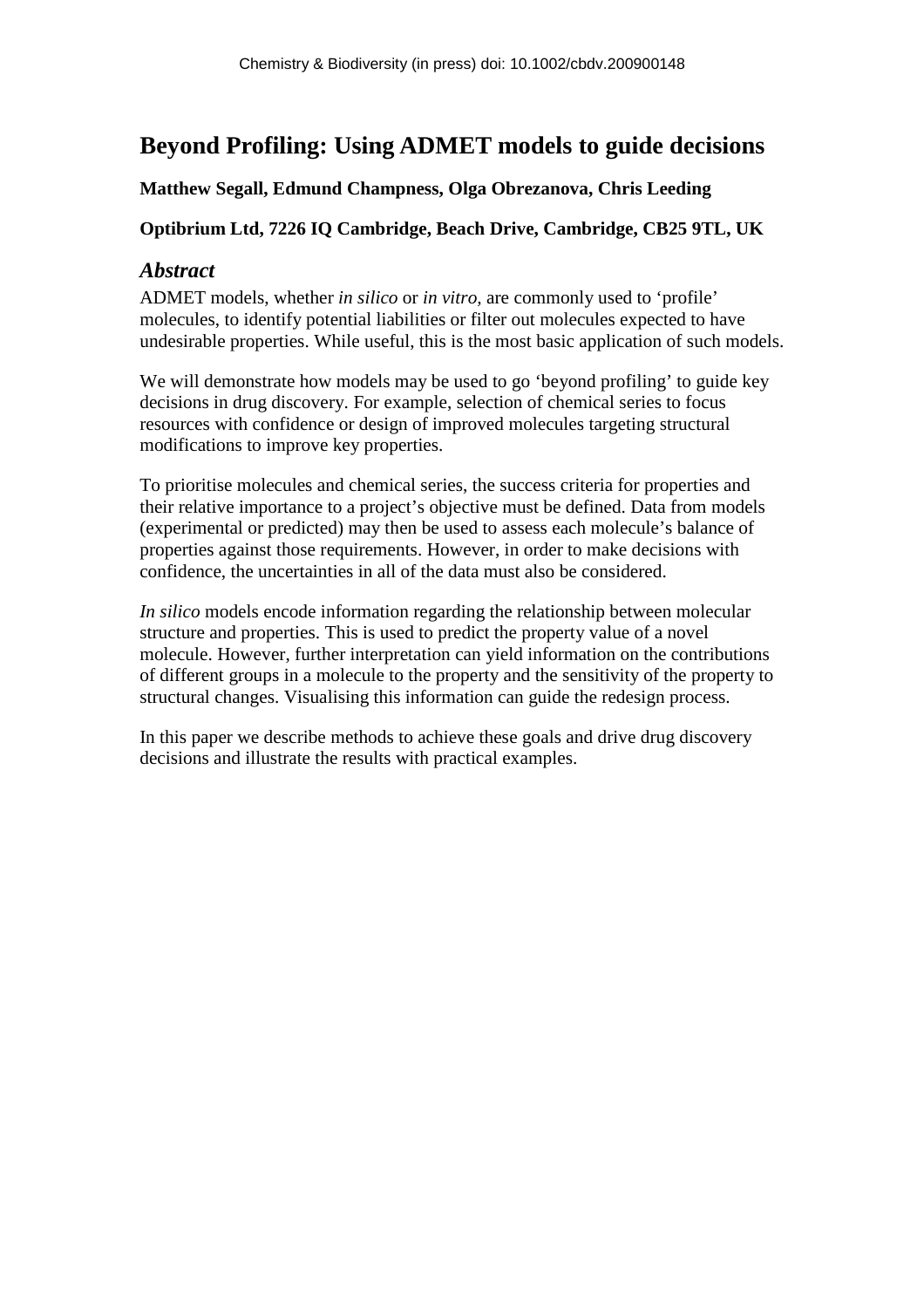Chemistry & Biodiversity (in press) doi: 10.1002/cbdv.200900148

# Beyond Profiling: Using ADMET models to guide decisions

**Matthew Segall, Edmund Champness, Olga Obrezanova, Chris Leeding**

**Optibrium Ltd, 7226 IQ Cambridge, Beach Drive, Cambridge, CB25 9TL, UK**

## *Abstract*

ADMET models, whether *in silico* or *in vitro,* are commonly used to 'profile' molecules, to identify potential liabilities or filter out molecules expected to have undesirable properties. While useful, this is the most basic application of such models.

We will demonstrate how models may be used to go 'beyond profiling' to guide key decisions in drug discovery. For example, selection of chemical series to focus resources with confidence or design of improved molecules targeting structural modifications to improve key properties.

To prioritise molecules and chemical series, the success criteria for properties and their relative importance to a project's objective must be defined. Data from models (experimental or predicted) may then be used to assess each molecule's balance of properties against those requirements. However, in order to make decisions with confidence, the uncertainties in all of the data must also be considered.

*In silico* models encode information regarding the relationship between molecular structure and properties. This is used to predict the property value of a novel molecule. However, further interpretation can yield information on the contributions of different groups in a molecule to the property and the sensitivity of the property to structural changes. Visualising this information can guide the redesign process.

In this paper we describe methods to achieve these goals and drive drug discovery decisions and illustrate the results with practical examples.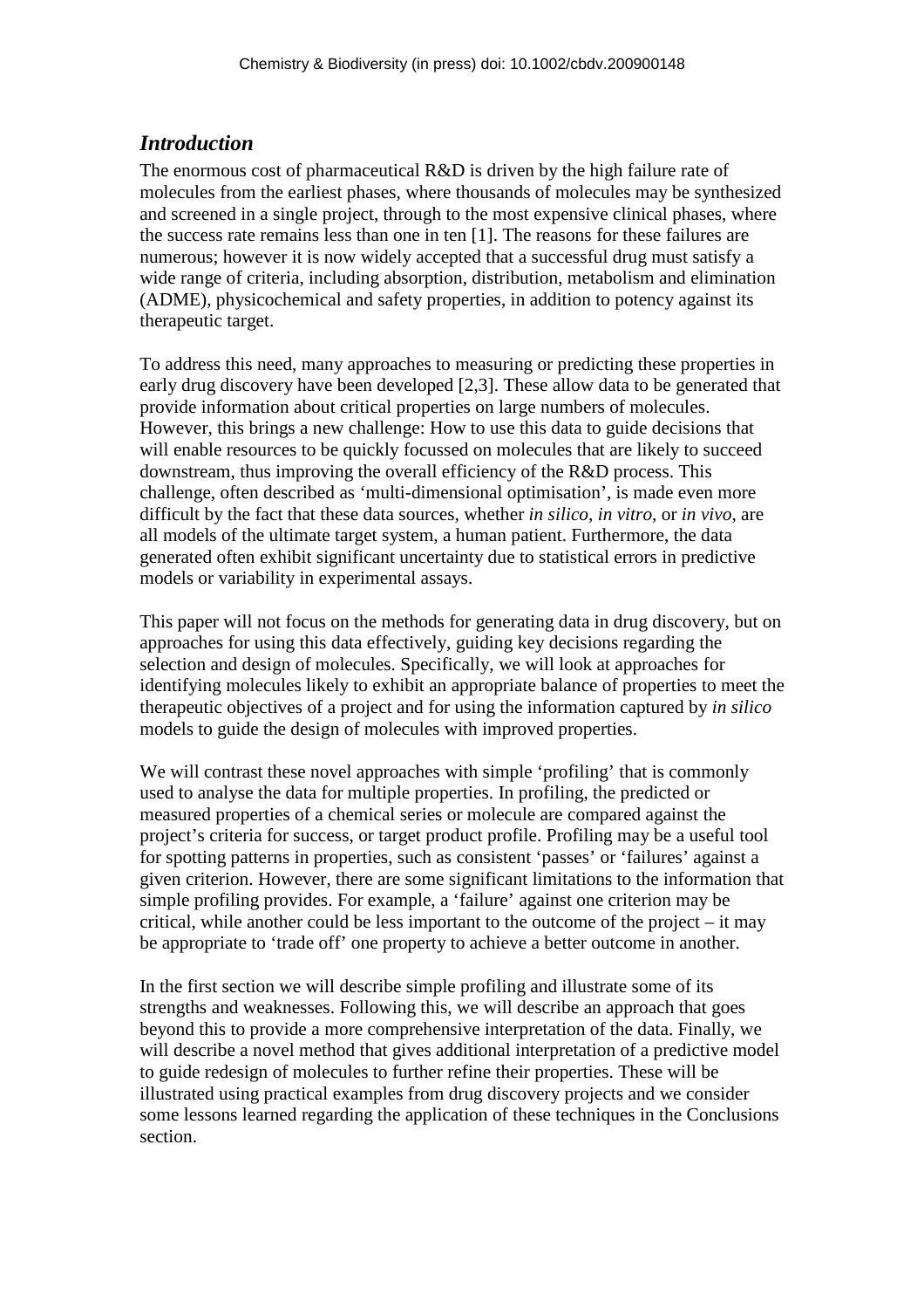## *Introduction*

The enormous cost of pharmaceutical R&D is driven by the high failure rate of molecules from the earliest phases, where thousands of molecules may be synthesized and screened in a single project, through to the most expensive clinical phases, where the success rate remains less than one in ten [1]. The reasons for these failures are numerous; however it is now widely accepted that a successful drug must satisfy a wide range of criteria, including absorption, distribution, metabolism and elimination (ADME), physicochemical and safety properties, in addition to potency against its therapeutic target.

To address this need, many approaches to measuring or predicting these properties in early drug discovery have been developed [2,3]. These allow data to be generated that provide information about critical properties on large numbers of molecules. However, this brings a new challenge: How to use this data to guide decisions that will enable resources to be quickly focussed on molecules that are likely to succeed downstream, thus improving the overall efficiency of the R&D process. This challenge, often described as 'multi-dimensional optimisation', is made even more difficult by the fact that these data sources, whether *in silico*, *in vitro*, or *in vivo*, are all models of the ultimate target system, a human patient. Furthermore, the data generated often exhibit significant uncertainty due to statistical errors in predictive models or variability in experimental assays.

This paper will not focus on the methods for generating data in drug discovery, but on approaches for using this data effectively, guiding key decisions regarding the selection and design of molecules. Specifically, we will look at approaches for identifying molecules likely to exhibit an appropriate balance of properties to meet the therapeutic objectives of a project and for using the information captured by *in silico* models to guide the design of molecules with improved properties.

We will contrast these novel approaches with simple 'profiling' that is commonly used to analyse the data for multiple properties. In profiling, the predicted or measured properties of a chemical series or molecule are compared against the project's criteria for success, or target product profile. Profiling may be a useful tool for spotting patterns in properties, such as consistent 'passes' or 'failures' against a given criterion. However, there are some significant limitations to the information that simple profiling provides. For example, a 'failure' against one criterion may be critical, while another could be less important to the outcome of the project – it may be appropriate to 'trade off' one property to achieve a better outcome in another.

In the first section we will describe simple profiling and illustrate some of its strengths and weaknesses. Following this, we will describe an approach that goes beyond this to provide a more comprehensive interpretation of the data. Finally, we will describe a novel method that gives additional interpretation of a predictive model to guide redesign of molecules to further refine their properties. These will be illustrated using practical examples from drug discovery projects and we consider some lessons learned regarding the application of these techniques in the Conclusions section.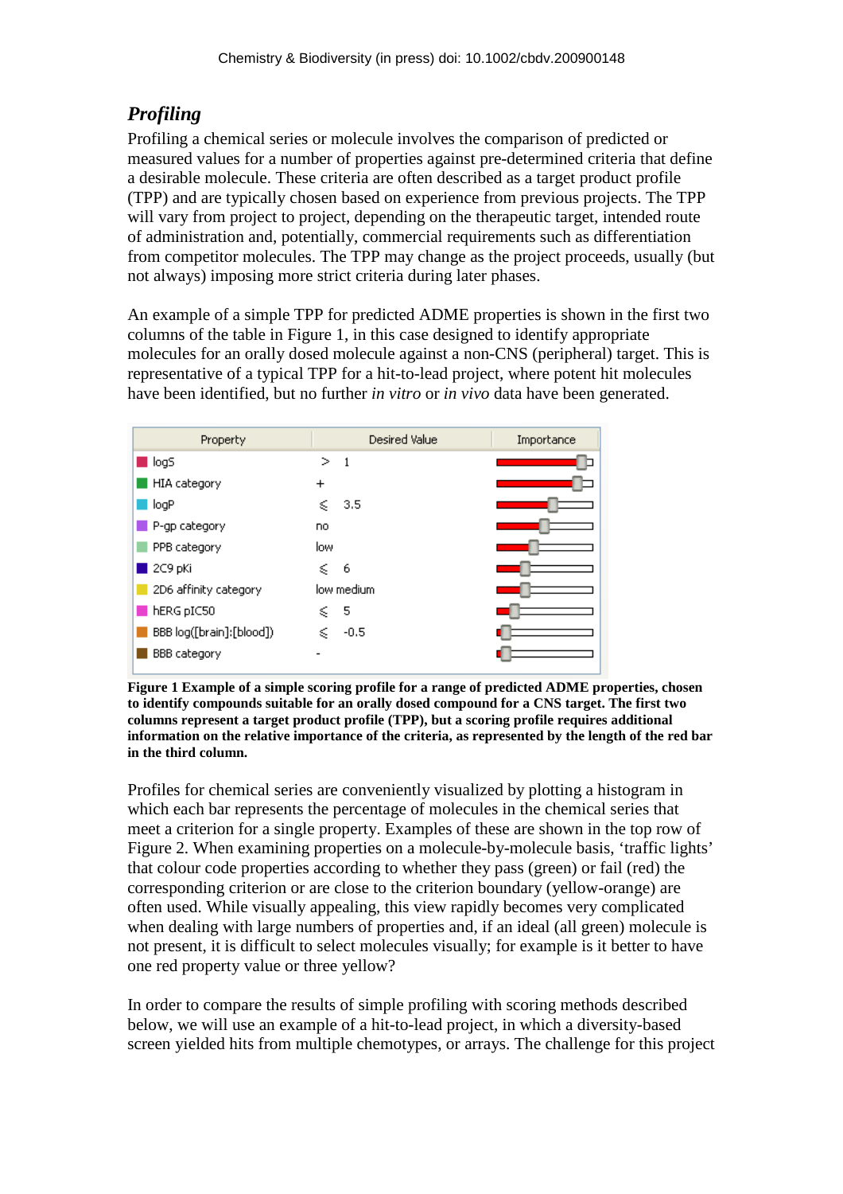## *Profiling*

Profiling a chemical series or molecule involves the comparison of predicted or measured values for a number of properties against pre-determined criteria that define a desirable molecule. These criteria are often described as a target product profile (TPP) and are typically chosen based on experience from previous projects. The TPP will vary from project to project, depending on the therapeutic target, intended route of administration and, potentially, commercial requirements such as differentiation from competitor molecules. The TPP may change as the project proceeds, usually (but not always) imposing more strict criteria during later phases.

An example of a simple TPP for predicted ADME properties is shown in the first two columns of the table in Figure 1, in this case designed to identify appropriate molecules for an orally dosed molecule against a non-CNS (peripheral) target. This is representative of a typical TPP for a hit-to-lead project, where potent hit molecules have been identified, but no further *in vitro* or *in vivo* data have been generated.

| Property | Desired Value | Importance |
|---|---|---|
| logS | > 1 | |
| HIA category | + | |
| logP | ⩽ 3.5 | |
| P-gp category | no | |
| PPB category | low | |
| 2C9 pKi | ⩽ 6 | |
| 2D6 affinity category | low medium | |
| hERG pIC50 | ⩽ 5 | |
| BBB log([brain]:[blood]) | ⩽ -0.5 | |
| BBB category | - | |

**Figure 1 Example of a simple scoring profile for a range of predicted ADME properties, chosen to identify compounds suitable for an orally dosed compound for a CNS target. The first two columns represent a target product profile (TPP), but a scoring profile requires additional information on the relative importance of the criteria, as represented by the length of the red bar in the third column.**

Profiles for chemical series are conveniently visualized by plotting a histogram in which each bar represents the percentage of molecules in the chemical series that meet a criterion for a single property. Examples of these are shown in the top row of Figure 2. When examining properties on a molecule-by-molecule basis, 'traffic lights' that colour code properties according to whether they pass (green) or fail (red) the corresponding criterion or are close to the criterion boundary (yellow-orange) are often used. While visually appealing, this view rapidly becomes very complicated when dealing with large numbers of properties and, if an ideal (all green) molecule is not present, it is difficult to select molecules visually; for example is it better to have one red property value or three yellow?

In order to compare the results of simple profiling with scoring methods described below, we will use an example of a hit-to-lead project, in which a diversity-based screen yielded hits from multiple chemotypes, or arrays. The challenge for this project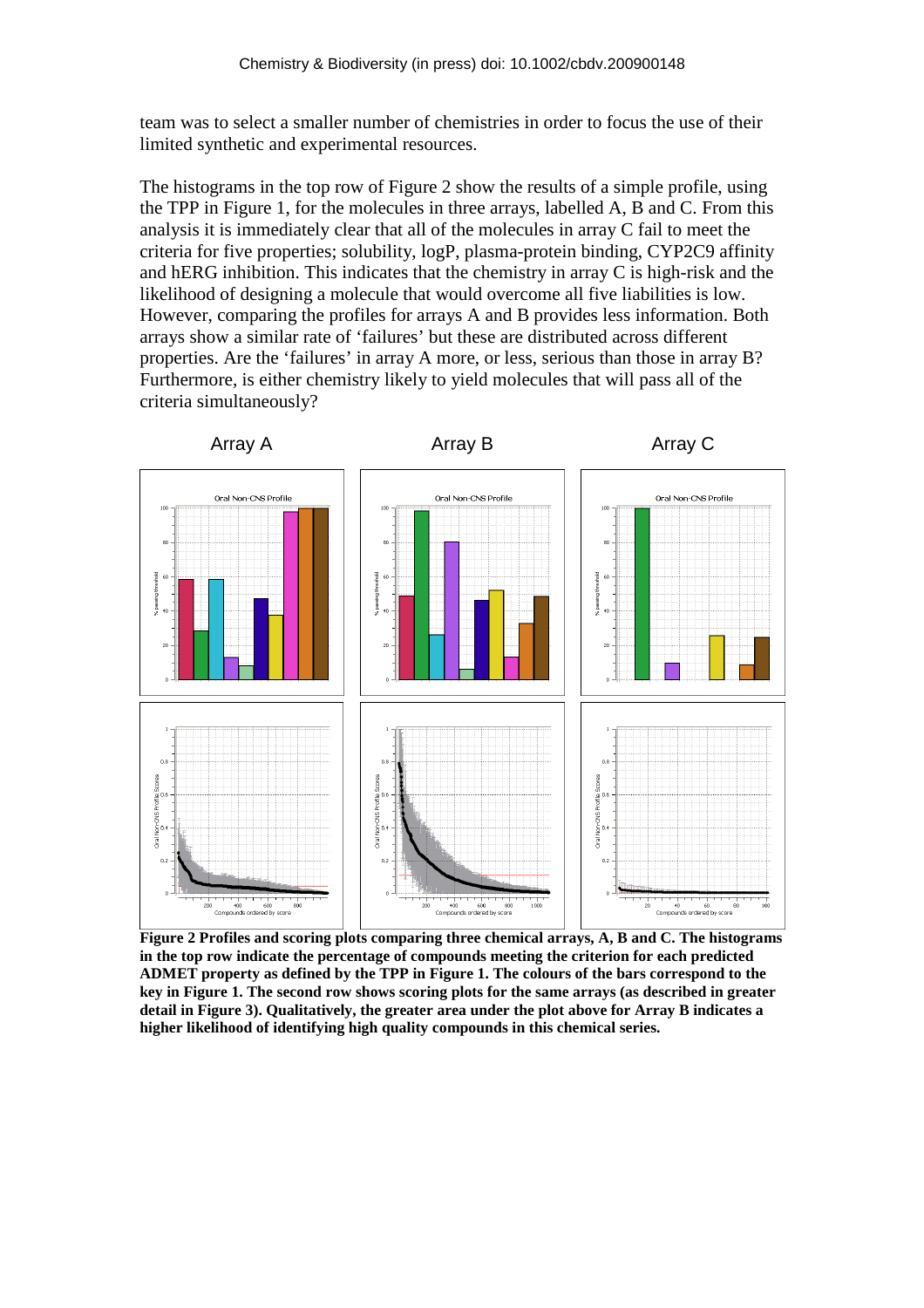team was to select a smaller number of chemistries in order to focus the use of their limited synthetic and experimental resources.

The histograms in the top row of Figure 2 show the results of a simple profile, using the TPP in Figure 1, for the molecules in three arrays, labelled A, B and C. From this analysis it is immediately clear that all of the molecules in array C fail to meet the criteria for five properties; solubility, logP, plasma-protein binding, CYP2C9 affinity and hERG inhibition. This indicates that the chemistry in array C is high-risk and the likelihood of designing a molecule that would overcome all five liabilities is low. However, comparing the profiles for arrays A and B provides less information. Both arrays show a similar rate of 'failures' but these are distributed across different properties. Are the 'failures' in array A more, or less, serious than those in array B? Furthermore, is either chemistry likely to yield molecules that will pass all of the criteria simultaneously?

**Figure 2 Profiles and scoring plots comparing three chemical arrays, A, B and C. The histograms in the top row indicate the percentage of compounds meeting the criterion for each predicted ADMET property as defined by the TPP in Figure 1. The colours of the bars correspond to the key in Figure 1. The second row shows scoring plots for the same arrays (as described in greater detail in Figure 3). Qualitatively, the greater area under the plot above for Array B indicates a higher likelihood of identifying high quality compounds in this chemical series.**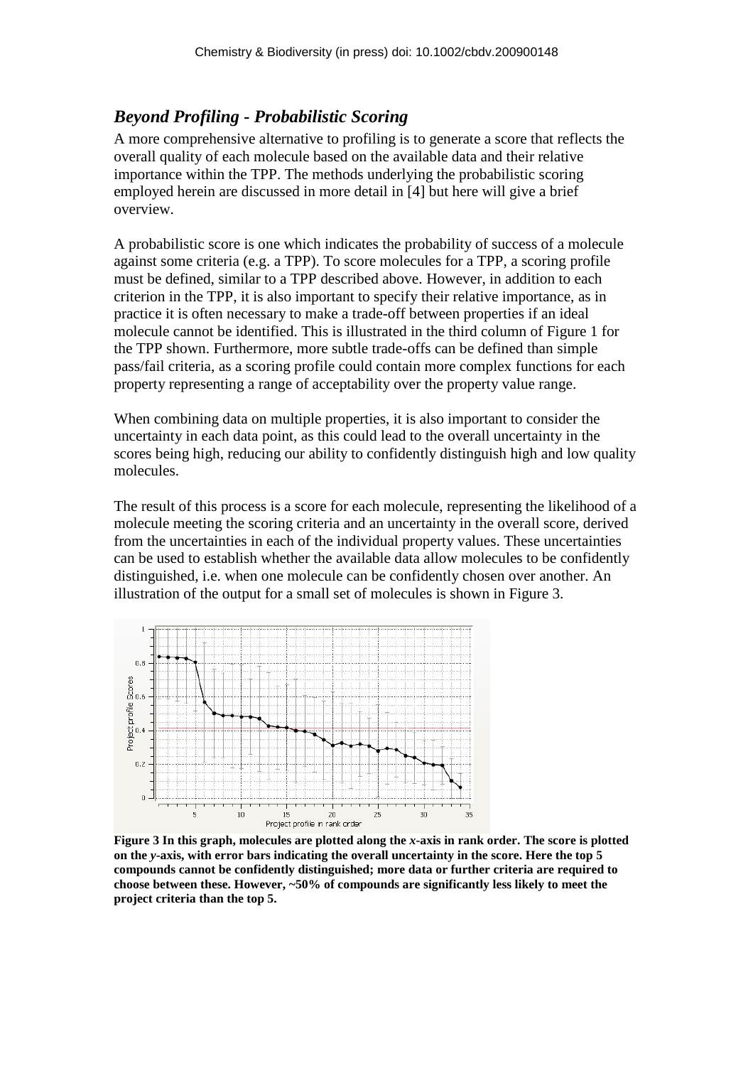## *Beyond Profiling - Probabilistic Scoring*

A more comprehensive alternative to profiling is to generate a score that reflects the overall quality of each molecule based on the available data and their relative importance within the TPP. The methods underlying the probabilistic scoring employed herein are discussed in more detail in [4] but here will give a brief overview.

A probabilistic score is one which indicates the probability of success of a molecule against some criteria (e.g. a TPP). To score molecules for a TPP, a scoring profile must be defined, similar to a TPP described above. However, in addition to each criterion in the TPP, it is also important to specify their relative importance, as in practice it is often necessary to make a trade-off between properties if an ideal molecule cannot be identified. This is illustrated in the third column of Figure 1 for the TPP shown. Furthermore, more subtle trade-offs can be defined than simple pass/fail criteria, as a scoring profile could contain more complex functions for each property representing a range of acceptability over the property value range.

When combining data on multiple properties, it is also important to consider the uncertainty in each data point, as this could lead to the overall uncertainty in the scores being high, reducing our ability to confidently distinguish high and low quality molecules.

The result of this process is a score for each molecule, representing the likelihood of a molecule meeting the scoring criteria and an uncertainty in the overall score, derived from the uncertainties in each of the individual property values. These uncertainties can be used to establish whether the available data allow molecules to be confidently distinguished, i.e. when one molecule can be confidently chosen over another. An illustration of the output for a small set of molecules is shown in Figure 3.

**Figure 3 In this graph, molecules are plotted along the *x*-axis in rank order. The score is plotted on the *y*-axis, with error bars indicating the overall uncertainty in the score. Here the top 5 compounds cannot be confidently distinguished; more data or further criteria are required to choose between these. However, ~50% of compounds are significantly less likely to meet the project criteria than the top 5.**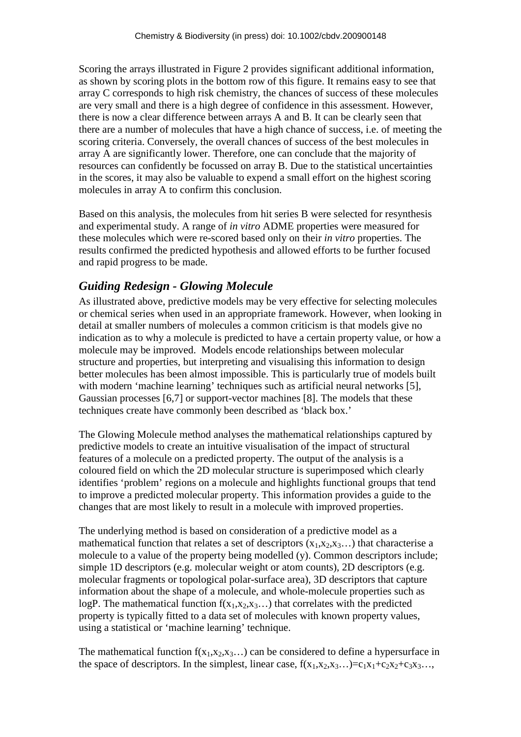Scoring the arrays illustrated in Figure 2 provides significant additional information, as shown by scoring plots in the bottom row of this figure. It remains easy to see that array C corresponds to high risk chemistry, the chances of success of these molecules are very small and there is a high degree of confidence in this assessment. However, there is now a clear difference between arrays A and B. It can be clearly seen that there are a number of molecules that have a high chance of success, i.e. of meeting the scoring criteria. Conversely, the overall chances of success of the best molecules in array A are significantly lower. Therefore, one can conclude that the majority of resources can confidently be focussed on array B. Due to the statistical uncertainties in the scores, it may also be valuable to expend a small effort on the highest scoring molecules in array A to confirm this conclusion.

Based on this analysis, the molecules from hit series B were selected for resynthesis and experimental study. A range of *in vitro* ADME properties were measured for these molecules which were re-scored based only on their *in vitro* properties. The results confirmed the predicted hypothesis and allowed efforts to be further focused and rapid progress to be made.

## *Guiding Redesign - Glowing Molecule*

As illustrated above, predictive models may be very effective for selecting molecules or chemical series when used in an appropriate framework. However, when looking in detail at smaller numbers of molecules a common criticism is that models give no indication as to why a molecule is predicted to have a certain property value, or how a molecule may be improved. Models encode relationships between molecular structure and properties, but interpreting and visualising this information to design better molecules has been almost impossible. This is particularly true of models built with modern 'machine learning' techniques such as artificial neural networks [5], Gaussian processes [6,7] or support-vector machines [8]. The models that these techniques create have commonly been described as 'black box.'

The Glowing Molecule method analyses the mathematical relationships captured by predictive models to create an intuitive visualisation of the impact of structural features of a molecule on a predicted property. The output of the analysis is a coloured field on which the 2D molecular structure is superimposed which clearly identifies 'problem' regions on a molecule and highlights functional groups that tend to improve a predicted molecular property. This information provides a guide to the changes that are most likely to result in a molecule with improved properties.

The underlying method is based on consideration of a predictive model as a mathematical function that relates a set of descriptors $(x_1,x_2,x_3\ldots)$ that characterise a molecule to a value of the property being modelled (y). Common descriptors include; simple 1D descriptors (e.g. molecular weight or atom counts), 2D descriptors (e.g. molecular fragments or topological polar-surface area), 3D descriptors that capture information about the shape of a molecule, and whole-molecule properties such as logP. The mathematical function $f(x_1,x_2,x_3\ldots)$ that correlates with the predicted property is typically fitted to a data set of molecules with known property values, using a statistical or 'machine learning' technique.

The mathematical function $f(x_1,x_2,x_3\ldots)$ can be considered to define a hypersurface in the space of descriptors. In the simplest, linear case, $f(x_1,x_2,x_3\ldots)=c_1x_1+c_2x_2+c_3x_3\ldots$,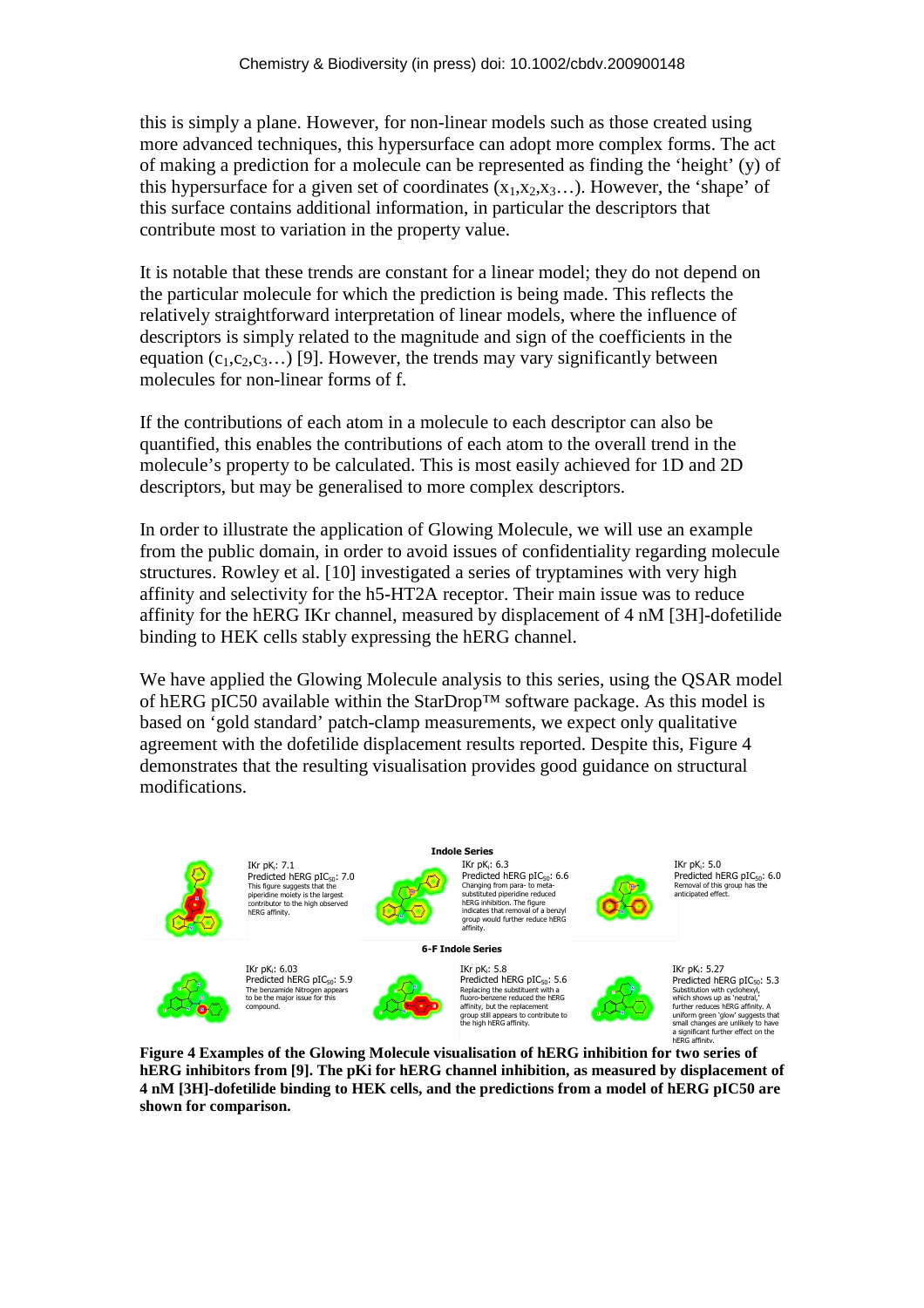this is simply a plane. However, for non-linear models such as those created using more advanced techniques, this hypersurface can adopt more complex forms. The act of making a prediction for a molecule can be represented as finding the 'height' (y) of this hypersurface for a given set of coordinates $(x_1,x_2,x_3…)$. However, the 'shape' of this surface contains additional information, in particular the descriptors that contribute most to variation in the property value.

It is notable that these trends are constant for a linear model; they do not depend on the particular molecule for which the prediction is being made. This reflects the relatively straightforward interpretation of linear models, where the influence of descriptors is simply related to the magnitude and sign of the coefficients in the equation $(c_1,c_2,c_3…)$ [9]. However, the trends may vary significantly between molecules for non-linear forms of f.

If the contributions of each atom in a molecule to each descriptor can also be quantified, this enables the contributions of each atom to the overall trend in the molecule's property to be calculated. This is most easily achieved for 1D and 2D descriptors, but may be generalised to more complex descriptors.

In order to illustrate the application of Glowing Molecule, we will use an example from the public domain, in order to avoid issues of confidentiality regarding molecule structures. Rowley et al. [10] investigated a series of tryptamines with very high affinity and selectivity for the h5-HT2A receptor. Their main issue was to reduce affinity for the hERG IKr channel, measured by displacement of 4 nM [3H]-dofetilide binding to HEK cells stably expressing the hERG channel.

We have applied the Glowing Molecule analysis to this series, using the QSAR model of hERG pIC50 available within the StarDrop™ software package. As this model is based on 'gold standard' patch-clamp measurements, we expect only qualitative agreement with the dofetilide displacement results reported. Despite this, Figure 4 demonstrates that the resulting visualisation provides good guidance on structural modifications.

**Indole Series**

IKr $pK_i$: 7.1
Predicted hERG $pIC_{50}$: 7.0
This figure suggests that the piperidine moiety is the largest contributor to the high observed hERG affinity.

IKr $pK_i$: 6.3
Predicted hERG $pIC_{50}$: 6.6
Changing from para- to meta-substituted piperidine reduced hERG inhibition. The figure indicates that removal of a benzyl group would further reduce hERG affinity.

IKr $pK_i$: 5.0
Predicted hERG $pIC_{50}$: 6.0
Removal of this group has the anticipated effect.

**6-F Indole Series**

IKr $pK_i$: 6.03
Predicted hERG $pIC_{50}$: 5.9
The benzamide Nitrogen appears to be the major issue for this compound.

IKr $pK_i$: 5.8
Predicted hERG $pIC_{50}$: 5.6
Replacing the substituent with a fluoro-benzene reduced the hERG affinity, but the replacement group still appears to contribute to the high hERG affinity.

IKr $pK_i$: 5.27
Predicted hERG $pIC_{50}$: 5.3
Substitution with cyclohexyl, which shows up as 'neutral,' further reduces hERG affinity. A uniform green 'glow' suggests that small changes are unlikely to have a significant further effect on the hERG affinity.

**Figure 4 Examples of the Glowing Molecule visualisation of hERG inhibition for two series of hERG inhibitors from [9]. The pKi for hERG channel inhibition, as measured by displacement of 4 nM [3H]-dofetilide binding to HEK cells, and the predictions from a model of hERG pIC50 are shown for comparison.**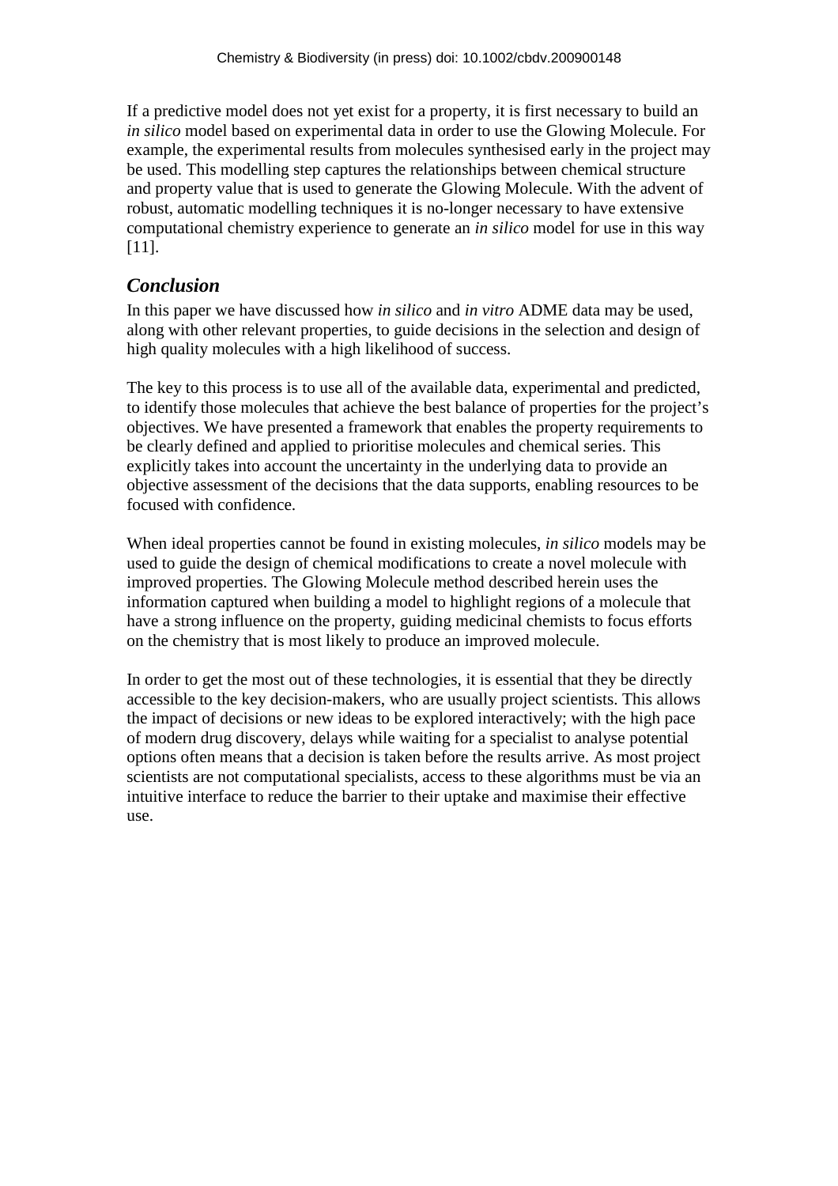If a predictive model does not yet exist for a property, it is first necessary to build an *in silico* model based on experimental data in order to use the Glowing Molecule. For example, the experimental results from molecules synthesised early in the project may be used. This modelling step captures the relationships between chemical structure and property value that is used to generate the Glowing Molecule. With the advent of robust, automatic modelling techniques it is no-longer necessary to have extensive computational chemistry experience to generate an *in silico* model for use in this way [11].

## *Conclusion*

In this paper we have discussed how *in silico* and *in vitro* ADME data may be used, along with other relevant properties, to guide decisions in the selection and design of high quality molecules with a high likelihood of success.

The key to this process is to use all of the available data, experimental and predicted, to identify those molecules that achieve the best balance of properties for the project's objectives. We have presented a framework that enables the property requirements to be clearly defined and applied to prioritise molecules and chemical series. This explicitly takes into account the uncertainty in the underlying data to provide an objective assessment of the decisions that the data supports, enabling resources to be focused with confidence.

When ideal properties cannot be found in existing molecules, *in silico* models may be used to guide the design of chemical modifications to create a novel molecule with improved properties. The Glowing Molecule method described herein uses the information captured when building a model to highlight regions of a molecule that have a strong influence on the property, guiding medicinal chemists to focus efforts on the chemistry that is most likely to produce an improved molecule.

In order to get the most out of these technologies, it is essential that they be directly accessible to the key decision-makers, who are usually project scientists. This allows the impact of decisions or new ideas to be explored interactively; with the high pace of modern drug discovery, delays while waiting for a specialist to analyse potential options often means that a decision is taken before the results arrive. As most project scientists are not computational specialists, access to these algorithms must be via an intuitive interface to reduce the barrier to their uptake and maximise their effective use.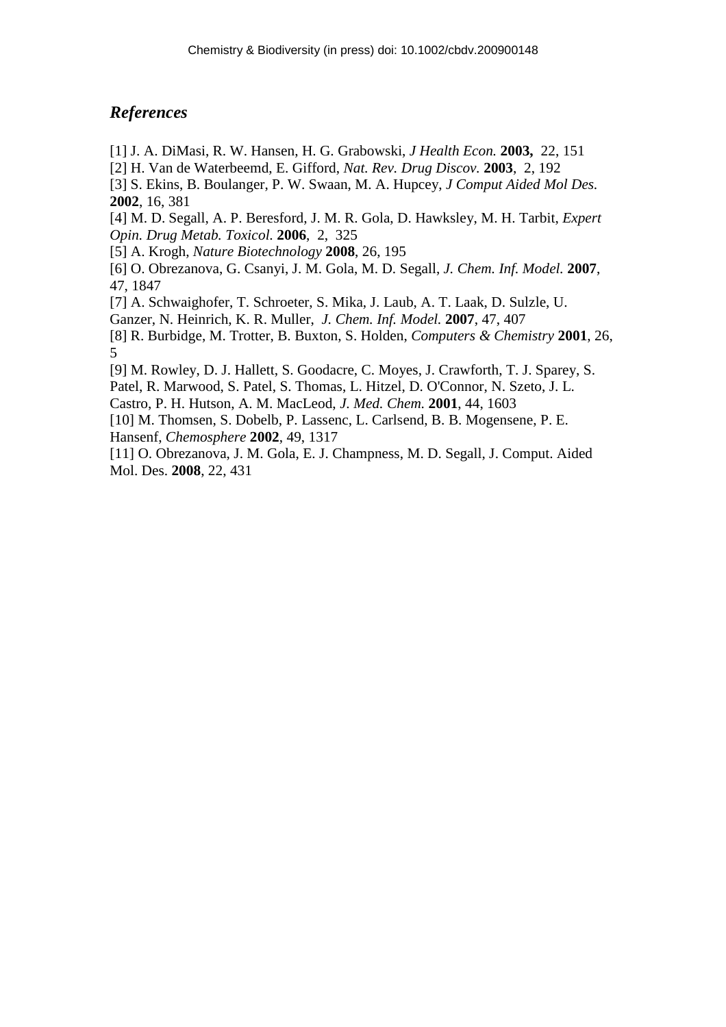## *References*

[1] J. A. DiMasi, R. W. Hansen, H. G. Grabowski, *J Health Econ.* **2003,** 22, 151
[2] H. Van de Waterbeemd, E. Gifford, *Nat. Rev. Drug Discov.* **2003**, 2, 192
[3] S. Ekins, B. Boulanger, P. W. Swaan, M. A. Hupcey, *J Comput Aided Mol Des.* **2002**, 16, 381
[4] M. D. Segall, A. P. Beresford, J. M. R. Gola, D. Hawksley, M. H. Tarbit, *Expert Opin. Drug Metab. Toxicol.* **2006**, 2, 325
[5] A. Krogh, *Nature Biotechnology* **2008**, 26, 195
[6] O. Obrezanova, G. Csanyi, J. M. Gola, M. D. Segall, *J. Chem. Inf. Model.* **2007**, 47, 1847
[7] A. Schwaighofer, T. Schroeter, S. Mika, J. Laub, A. T. Laak, D. Sulzle, U. Ganzer, N. Heinrich, K. R. Muller, *J. Chem. Inf. Model.* **2007**, 47, 407
[8] R. Burbidge, M. Trotter, B. Buxton, S. Holden, *Computers & Chemistry* **2001**, 26, 5
[9] M. Rowley, D. J. Hallett, S. Goodacre, C. Moyes, J. Crawforth, T. J. Sparey, S. Patel, R. Marwood, S. Patel, S. Thomas, L. Hitzel, D. O'Connor, N. Szeto, J. L. Castro, P. H. Hutson, A. M. MacLeod, *J. Med. Chem.* **2001**, 44, 1603
[10] M. Thomsen, S. Dobelb, P. Lassenc, L. Carlsend, B. B. Mogensene, P. E. Hansenf, *Chemosphere* **2002**, 49, 1317
[11] O. Obrezanova, J. M. Gola, E. J. Champness, M. D. Segall, J. Comput. Aided Mol. Des. **2008**, 22, 431